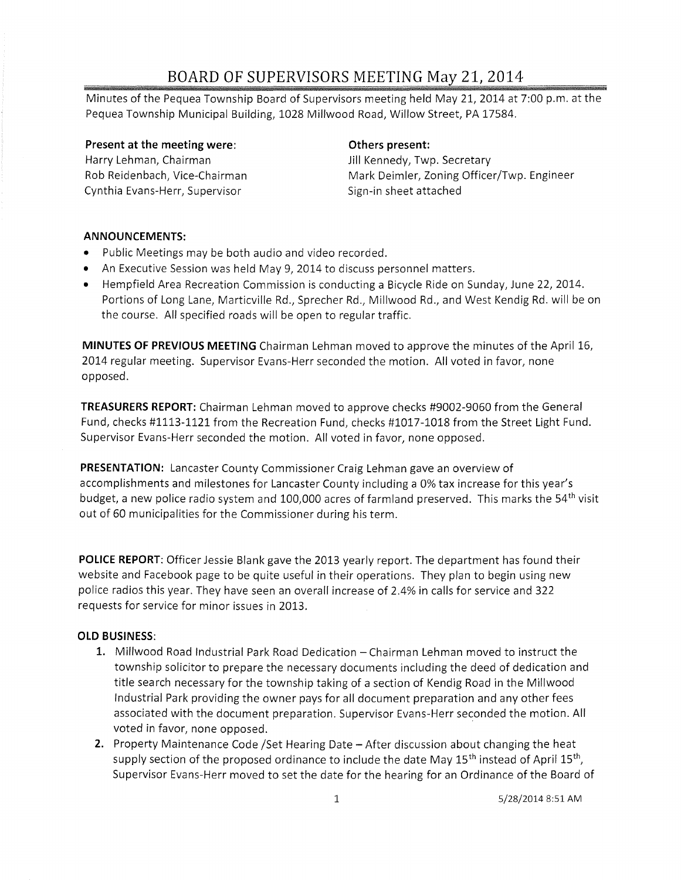# BOARD OF SUPERVISORS MEETING May 21, 2014

Minutes of the Pequea Township Board of Supervisors meeting held May 21, 2014 at 7:00 p.m. at the Pequea Township Municipal Building, 1028 Millwood Road, Willow Street, PA 17584.

**Present at the meeting were:**
Harry Lehman, Chairman
Rob Reidenbach, Vice-Chairman
Cynthia Evans-Herr, Supervisor

**Others present:**
Jill Kennedy, Twp. Secretary
Mark Deimler, Zoning Officer/Twp. Engineer
Sign-in sheet attached

**ANNOUNCEMENTS:**

- Public Meetings may be both audio and video recorded.
- An Executive Session was held May 9, 2014 to discuss personnel matters.
- Hempfield Area Recreation Commission is conducting a Bicycle Ride on Sunday, June 22, 2014. Portions of Long Lane, Marticville Rd., Sprecher Rd., Millwood Rd., and West Kendig Rd. will be on the course. All specified roads will be open to regular traffic.

**MINUTES OF PREVIOUS MEETING** Chairman Lehman moved to approve the minutes of the April 16, 2014 regular meeting. Supervisor Evans-Herr seconded the motion. All voted in favor, none opposed.

**TREASURERS REPORT:** Chairman Lehman moved to approve checks #9002-9060 from the General Fund, checks #1113-1121 from the Recreation Fund, checks #1017-1018 from the Street Light Fund. Supervisor Evans-Herr seconded the motion. All voted in favor, none opposed.

**PRESENTATION:** Lancaster County Commissioner Craig Lehman gave an overview of accomplishments and milestones for Lancaster County including a 0% tax increase for this year's budget, a new police radio system and 100,000 acres of farmland preserved. This marks the 54th visit out of 60 municipalities for the Commissioner during his term.

**POLICE REPORT**: Officer Jessie Blank gave the 2013 yearly report. The department has found their website and Facebook page to be quite useful in their operations. They plan to begin using new police radios this year. They have seen an overall increase of 2.4% in calls for service and 322 requests for service for minor issues in 2013.

**OLD BUSINESS**:

1. Millwood Road Industrial Park Road Dedication – Chairman Lehman moved to instruct the township solicitor to prepare the necessary documents including the deed of dedication and title search necessary for the township taking of a section of Kendig Road in the Millwood Industrial Park providing the owner pays for all document preparation and any other fees associated with the document preparation. Supervisor Evans-Herr seconded the motion. All voted in favor, none opposed.
2. Property Maintenance Code /Set Hearing Date – After discussion about changing the heat supply section of the proposed ordinance to include the date May 15th instead of April 15th, Supervisor Evans-Herr moved to set the date for the hearing for an Ordinance of the Board of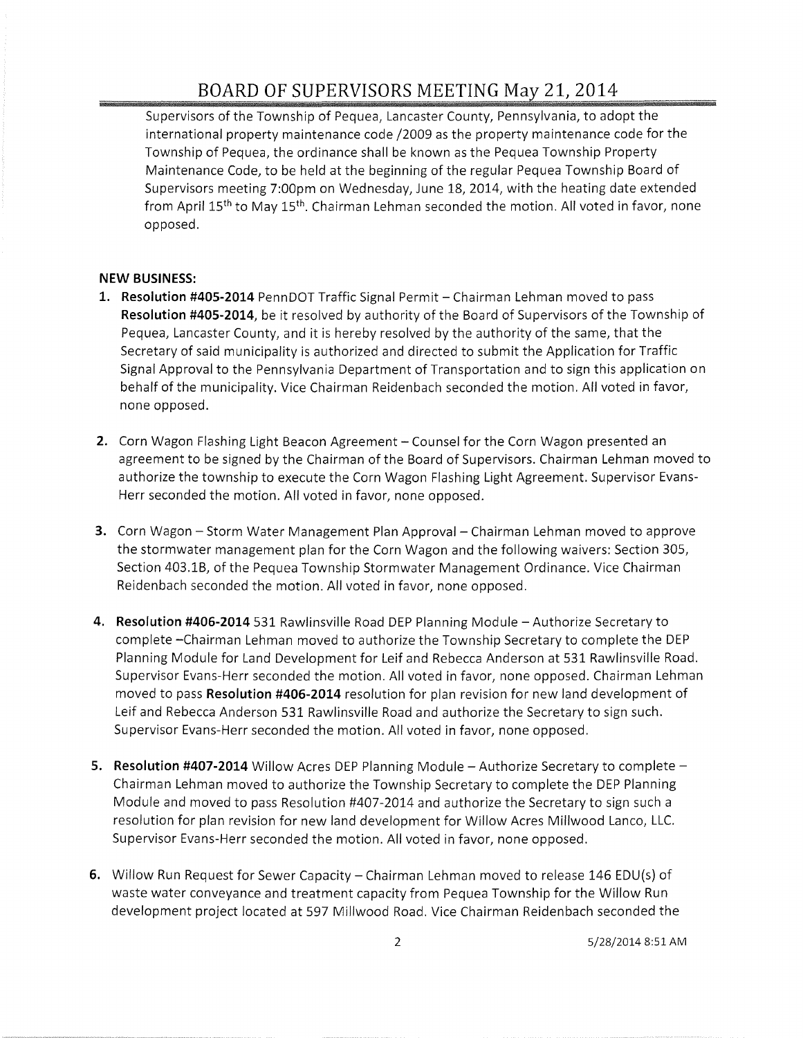Supervisors of the Township of Pequea, Lancaster County, Pennsylvania, to adopt the international property maintenance code /2009 as the property maintenance code for the Township of Pequea, the ordinance shall be known as the Pequea Township Property Maintenance Code, to be held at the beginning of the regular Pequea Township Board of Supervisors meeting 7:00pm on Wednesday, June 18, 2014, with the heating date extended from April 15th to May 15th. Chairman Lehman seconded the motion. All voted in favor, none opposed.

**NEW BUSINESS:**

1. **Resolution #405-2014** PennDOT Traffic Signal Permit – Chairman Lehman moved to pass **Resolution #405-2014**, be it resolved by authority of the Board of Supervisors of the Township of Pequea, Lancaster County, and it is hereby resolved by the authority of the same, that the Secretary of said municipality is authorized and directed to submit the Application for Traffic Signal Approval to the Pennsylvania Department of Transportation and to sign this application on behalf of the municipality. Vice Chairman Reidenbach seconded the motion. All voted in favor, none opposed.

2. Corn Wagon Flashing Light Beacon Agreement – Counsel for the Corn Wagon presented an agreement to be signed by the Chairman of the Board of Supervisors. Chairman Lehman moved to authorize the township to execute the Corn Wagon Flashing Light Agreement. Supervisor Evans-Herr seconded the motion. All voted in favor, none opposed.

3. Corn Wagon – Storm Water Management Plan Approval – Chairman Lehman moved to approve the stormwater management plan for the Corn Wagon and the following waivers: Section 305, Section 403.1B, of the Pequea Township Stormwater Management Ordinance. Vice Chairman Reidenbach seconded the motion. All voted in favor, none opposed.

4. **Resolution #406-2014** 531 Rawlinsville Road DEP Planning Module – Authorize Secretary to complete –Chairman Lehman moved to authorize the Township Secretary to complete the DEP Planning Module for Land Development for Leif and Rebecca Anderson at 531 Rawlinsville Road. Supervisor Evans-Herr seconded the motion. All voted in favor, none opposed. Chairman Lehman moved to pass **Resolution #406-2014** resolution for plan revision for new land development of Leif and Rebecca Anderson 531 Rawlinsville Road and authorize the Secretary to sign such. Supervisor Evans-Herr seconded the motion. All voted in favor, none opposed.

5. **Resolution #407-2014** Willow Acres DEP Planning Module – Authorize Secretary to complete – Chairman Lehman moved to authorize the Township Secretary to complete the DEP Planning Module and moved to pass Resolution #407-2014 and authorize the Secretary to sign such a resolution for plan revision for new land development for Willow Acres Millwood Lanco, LLC. Supervisor Evans-Herr seconded the motion. All voted in favor, none opposed.

6. Willow Run Request for Sewer Capacity – Chairman Lehman moved to release 146 EDU(s) of waste water conveyance and treatment capacity from Pequea Township for the Willow Run development project located at 597 Millwood Road. Vice Chairman Reidenbach seconded the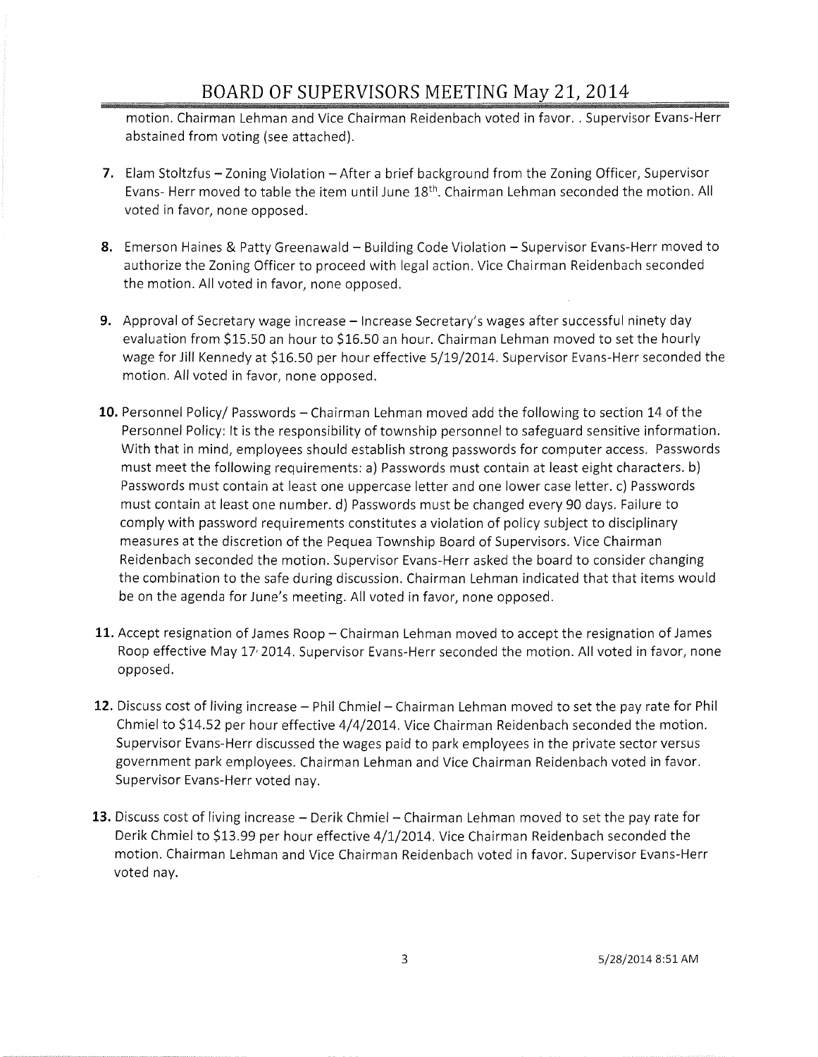motion. Chairman Lehman and Vice Chairman Reidenbach voted in favor. . Supervisor Evans-Herr abstained from voting (see attached).

7. Elam Stoltzfus – Zoning Violation – After a brief background from the Zoning Officer, Supervisor Evans- Herr moved to table the item until June 18th. Chairman Lehman seconded the motion. All voted in favor, none opposed.

8. Emerson Haines & Patty Greenawald – Building Code Violation – Supervisor Evans-Herr moved to authorize the Zoning Officer to proceed with legal action. Vice Chairman Reidenbach seconded the motion. All voted in favor, none opposed.

9. Approval of Secretary wage increase – Increase Secretary's wages after successful ninety day evaluation from $15.50 an hour to $16.50 an hour. Chairman Lehman moved to set the hourly wage for Jill Kennedy at $16.50 per hour effective 5/19/2014. Supervisor Evans-Herr seconded the motion. All voted in favor, none opposed.

10. Personnel Policy/ Passwords – Chairman Lehman moved add the following to section 14 of the Personnel Policy: It is the responsibility of township personnel to safeguard sensitive information. With that in mind, employees should establish strong passwords for computer access. Passwords must meet the following requirements: a) Passwords must contain at least eight characters. b) Passwords must contain at least one uppercase letter and one lower case letter. c) Passwords must contain at least one number. d) Passwords must be changed every 90 days. Failure to comply with password requirements constitutes a violation of policy subject to disciplinary measures at the discretion of the Pequea Township Board of Supervisors. Vice Chairman Reidenbach seconded the motion. Supervisor Evans-Herr asked the board to consider changing the combination to the safe during discussion. Chairman Lehman indicated that that items would be on the agenda for June's meeting. All voted in favor, none opposed.

11. Accept resignation of James Roop – Chairman Lehman moved to accept the resignation of James Roop effective May 17, 2014. Supervisor Evans-Herr seconded the motion. All voted in favor, none opposed.

12. Discuss cost of living increase – Phil Chmiel – Chairman Lehman moved to set the pay rate for Phil Chmiel to $14.52 per hour effective 4/4/2014. Vice Chairman Reidenbach seconded the motion. Supervisor Evans-Herr discussed the wages paid to park employees in the private sector versus government park employees. Chairman Lehman and Vice Chairman Reidenbach voted in favor. Supervisor Evans-Herr voted nay.

13. Discuss cost of living increase – Derik Chmiel – Chairman Lehman moved to set the pay rate for Derik Chmiel to $13.99 per hour effective 4/1/2014. Vice Chairman Reidenbach seconded the motion. Chairman Lehman and Vice Chairman Reidenbach voted in favor. Supervisor Evans-Herr voted nay.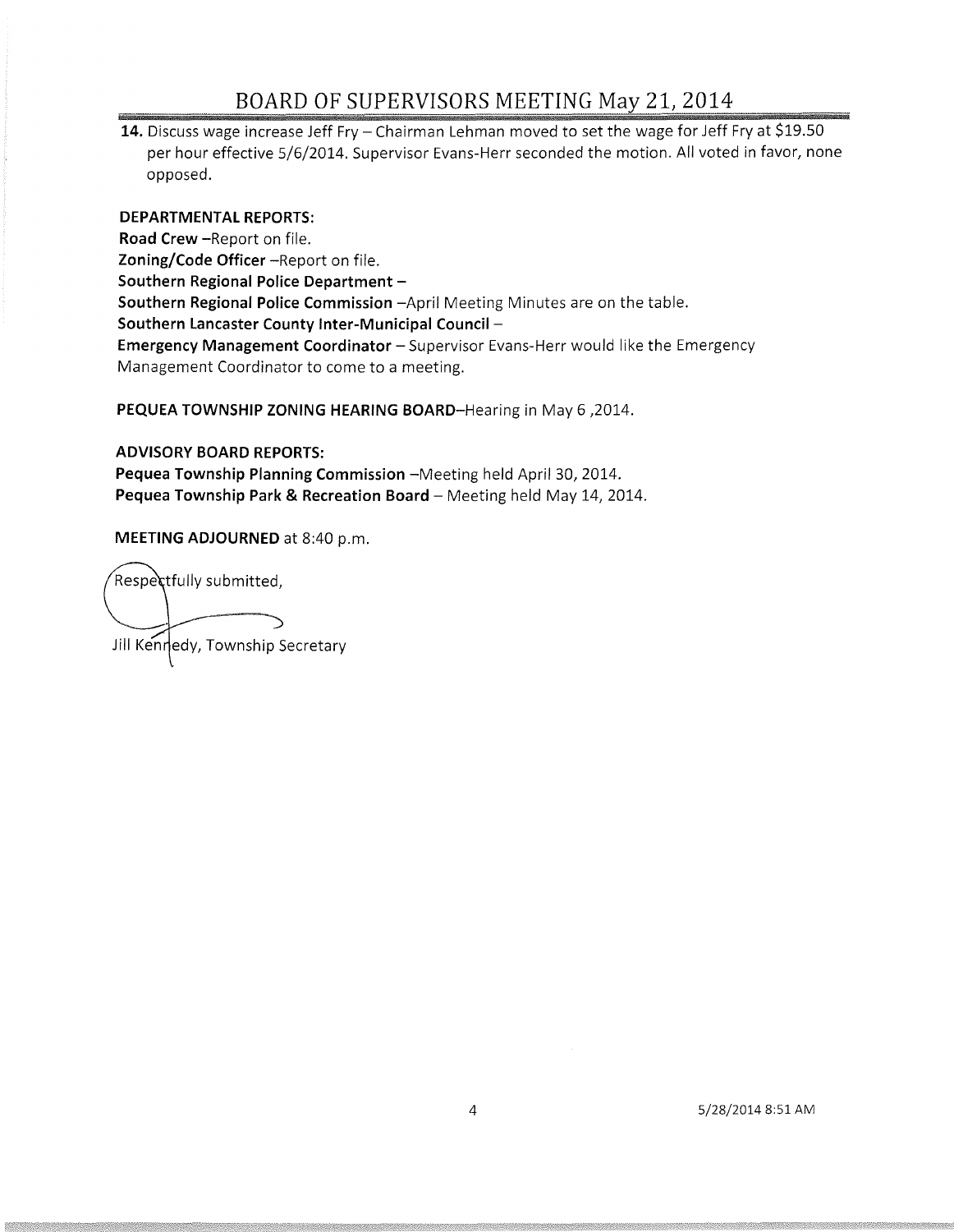**14.** Discuss wage increase Jeff Fry – Chairman Lehman moved to set the wage for Jeff Fry at $19.50 per hour effective 5/6/2014. Supervisor Evans-Herr seconded the motion. All voted in favor, none opposed.

**DEPARTMENTAL REPORTS:**

**Road Crew** –Report on file.

**Zoning/Code Officer** –Report on file.

**Southern Regional Police Department** –

**Southern Regional Police Commission** –April Meeting Minutes are on the table.

**Southern Lancaster County Inter-Municipal Council** –

**Emergency Management Coordinator** – Supervisor Evans-Herr would like the Emergency Management Coordinator to come to a meeting.

**PEQUEA TOWNSHIP ZONING HEARING BOARD**–Hearing in May 6 ,2014.

**ADVISORY BOARD REPORTS:**

**Pequea Township Planning Commission** –Meeting held April 30, 2014.

**Pequea Township Park & Recreation Board** – Meeting held May 14, 2014.

**MEETING ADJOURNED** at 8:40 p.m.

Respectfully submitted,

Jill Kennedy, Township Secretary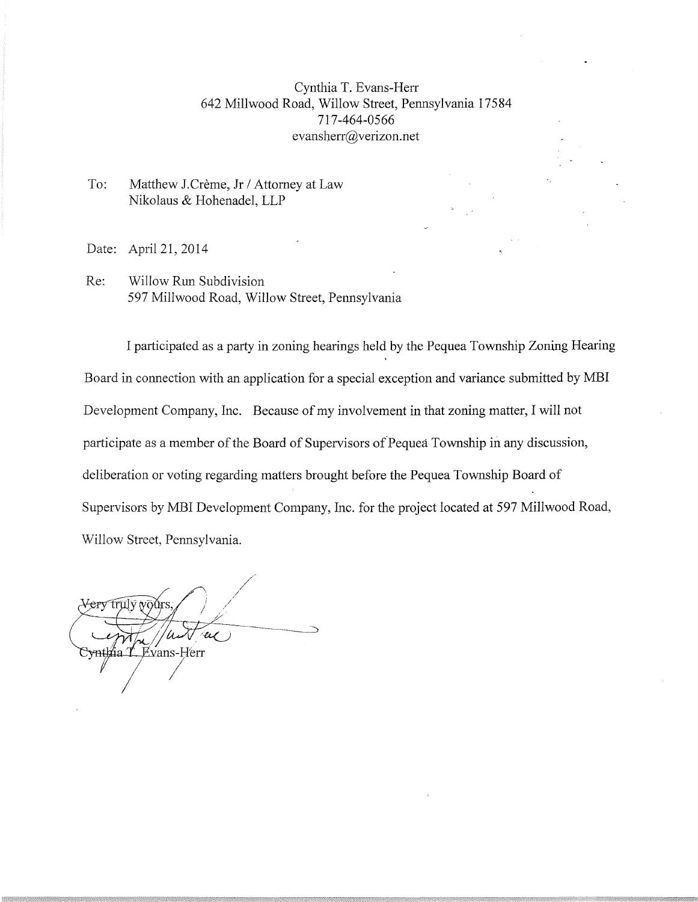Cynthia T. Evans-Herr
642 Millwood Road, Willow Street, Pennsylvania 17584
717-464-0566
evansherr@verizon.net

To: Matthew J.Crème, Jr / Attorney at Law
Nikolaus & Hohenadel, LLP

Date: April 21, 2014

Re: Willow Run Subdivision
597 Millwood Road, Willow Street, Pennsylvania

I participated as a party in zoning hearings held by the Pequea Township Zoning Hearing Board in connection with an application for a special exception and variance submitted by MBI Development Company, Inc. Because of my involvement in that zoning matter, I will not participate as a member of the Board of Supervisors of Pequea Township in any discussion, deliberation or voting regarding matters brought before the Pequea Township Board of Supervisors by MBI Development Company, Inc. for the project located at 597 Millwood Road, Willow Street, Pennsylvania.

Very truly yours,

Cynthia T. Evans-Herr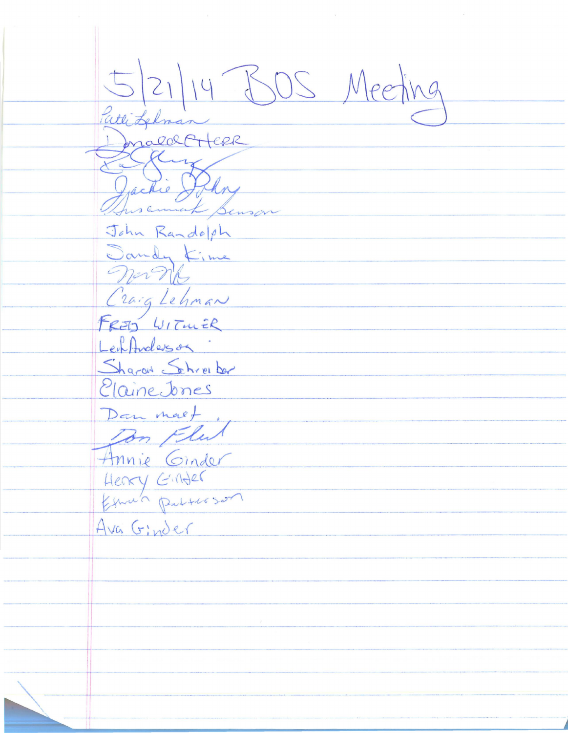# 5/21/14 BOS Meeting

Patti Lehman

Donald F. Herr

[illegible signature]

Jackie Johns

Susannah Benson

John Randolph

Sandy Kime

[illegible signature]

Craig Lehman

FRED WITMER

Leah Anderson

Sharon Schreiber

Elaine Jones

Dan Maet

Don Flint

Annie Ginder

Henry Ginder

Esther Patterson

Ava Ginder